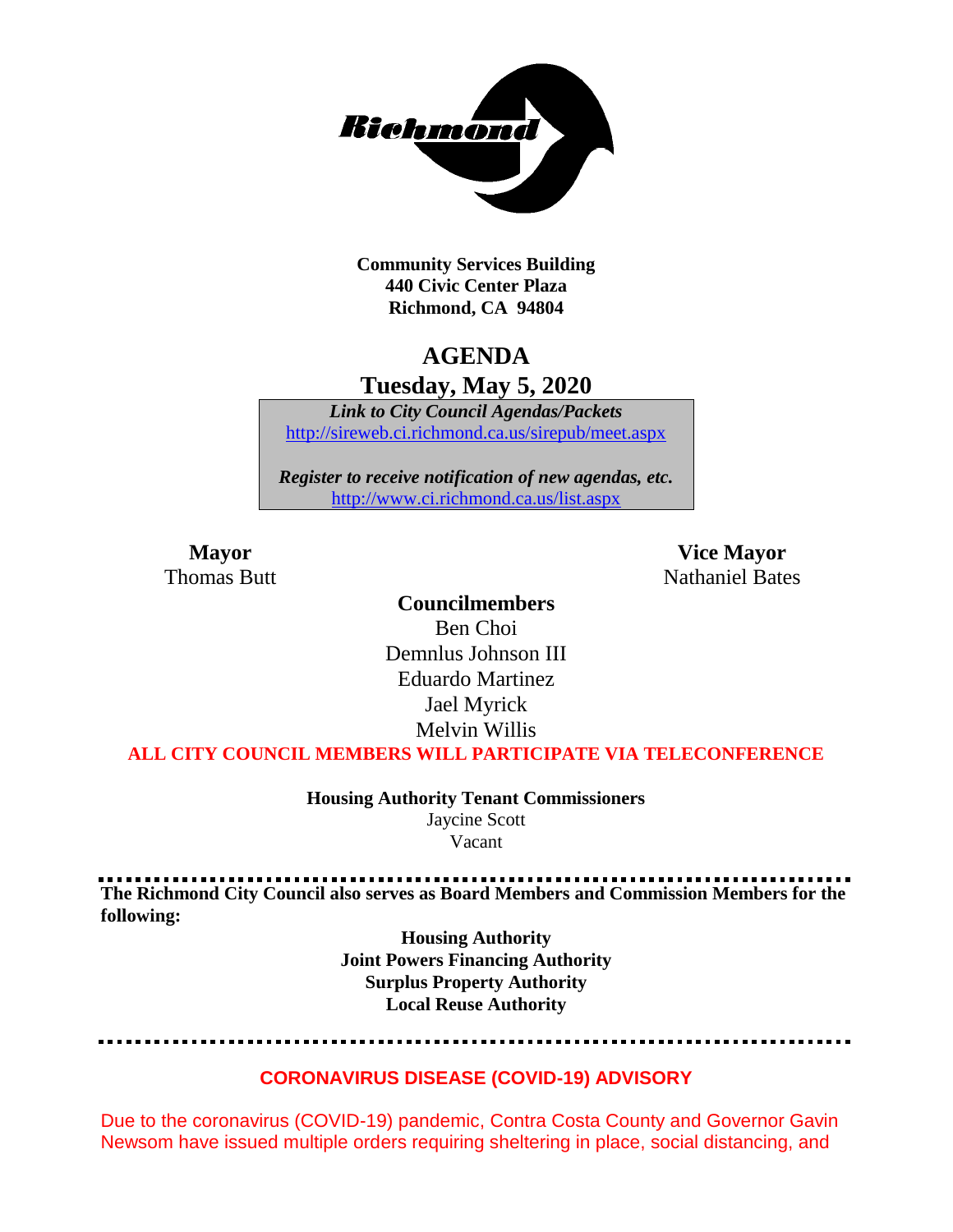**Community Services Building**
**440 Civic Center Plaza**
**Richmond, CA 94804**

# AGENDA

## Tuesday, May 5, 2020

***Link to City Council Agendas/Packets***
http://sireweb.ci.richmond.ca.us/sirepub/meet.aspx

***Register to receive notification of new agendas, etc.***
http://www.ci.richmond.ca.us/list.aspx

**Mayor**
Thomas Butt

**Vice Mayor**
Nathaniel Bates

**Councilmembers**
Ben Choi
Demnlus Johnson III
Eduardo Martinez
Jael Myrick
Melvin Willis

**ALL CITY COUNCIL MEMBERS WILL PARTICIPATE VIA TELECONFERENCE**

**Housing Authority Tenant Commissioners**
Jaycine Scott
Vacant

---

**The Richmond City Council also serves as Board Members and Commission Members for the following:**

**Housing Authority**
**Joint Powers Financing Authority**
**Surplus Property Authority**
**Local Reuse Authority**

---

**CORONAVIRUS DISEASE (COVID-19) ADVISORY**

Due to the coronavirus (COVID-19) pandemic, Contra Costa County and Governor Gavin Newsom have issued multiple orders requiring sheltering in place, social distancing, and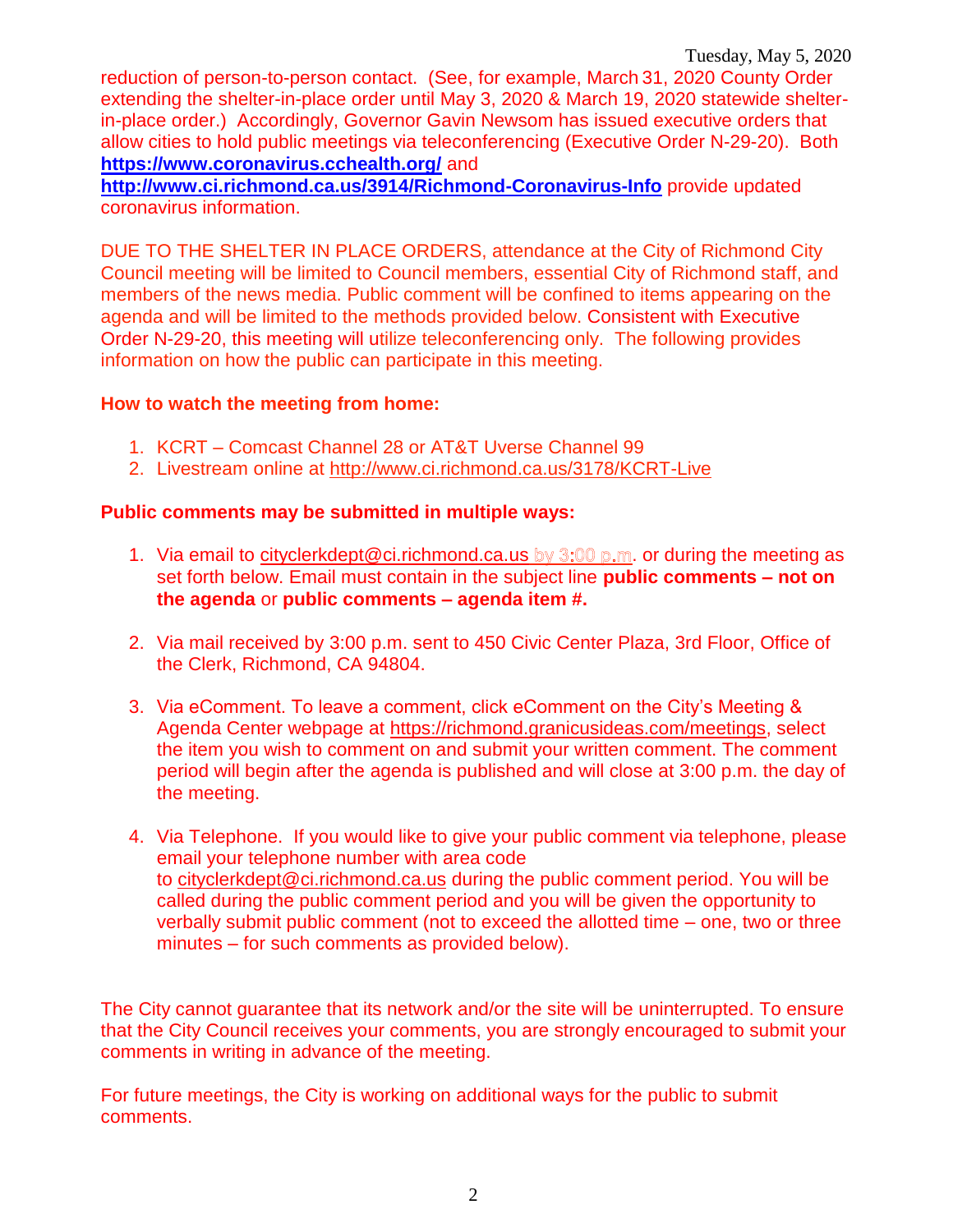reduction of person-to-person contact. (See, for example, March 31, 2020 County Order extending the shelter-in-place order until May 3, 2020 & March 19, 2020 statewide shelter-in-place order.) Accordingly, Governor Gavin Newsom has issued executive orders that allow cities to hold public meetings via teleconferencing (Executive Order N-29-20). Both **https://www.coronavirus.cchealth.org/** and **http://www.ci.richmond.ca.us/3914/Richmond-Coronavirus-Info** provide updated coronavirus information.

DUE TO THE SHELTER IN PLACE ORDERS, attendance at the City of Richmond City Council meeting will be limited to Council members, essential City of Richmond staff, and members of the news media. Public comment will be confined to items appearing on the agenda and will be limited to the methods provided below. Consistent with Executive Order N-29-20, this meeting will utilize teleconferencing only. The following provides information on how the public can participate in this meeting.

**How to watch the meeting from home:**

1. KCRT – Comcast Channel 28 or AT&T Uverse Channel 99
2. Livestream online at http://www.ci.richmond.ca.us/3178/KCRT-Live

**Public comments may be submitted in multiple ways:**

1. Via email to cityclerkdept@ci.richmond.ca.us by 3:00 p.m. or during the meeting as set forth below. Email must contain in the subject line **public comments – not on the agenda** or **public comments – agenda item #.**

2. Via mail received by 3:00 p.m. sent to 450 Civic Center Plaza, 3rd Floor, Office of the Clerk, Richmond, CA 94804.

3. Via eComment. To leave a comment, click eComment on the City's Meeting & Agenda Center webpage at https://richmond.granicusideas.com/meetings, select the item you wish to comment on and submit your written comment. The comment period will begin after the agenda is published and will close at 3:00 p.m. the day of the meeting.

4. Via Telephone. If you would like to give your public comment via telephone, please email your telephone number with area code to cityclerkdept@ci.richmond.ca.us during the public comment period. You will be called during the public comment period and you will be given the opportunity to verbally submit public comment (not to exceed the allotted time – one, two or three minutes – for such comments as provided below).

The City cannot guarantee that its network and/or the site will be uninterrupted. To ensure that the City Council receives your comments, you are strongly encouraged to submit your comments in writing in advance of the meeting.

For future meetings, the City is working on additional ways for the public to submit comments.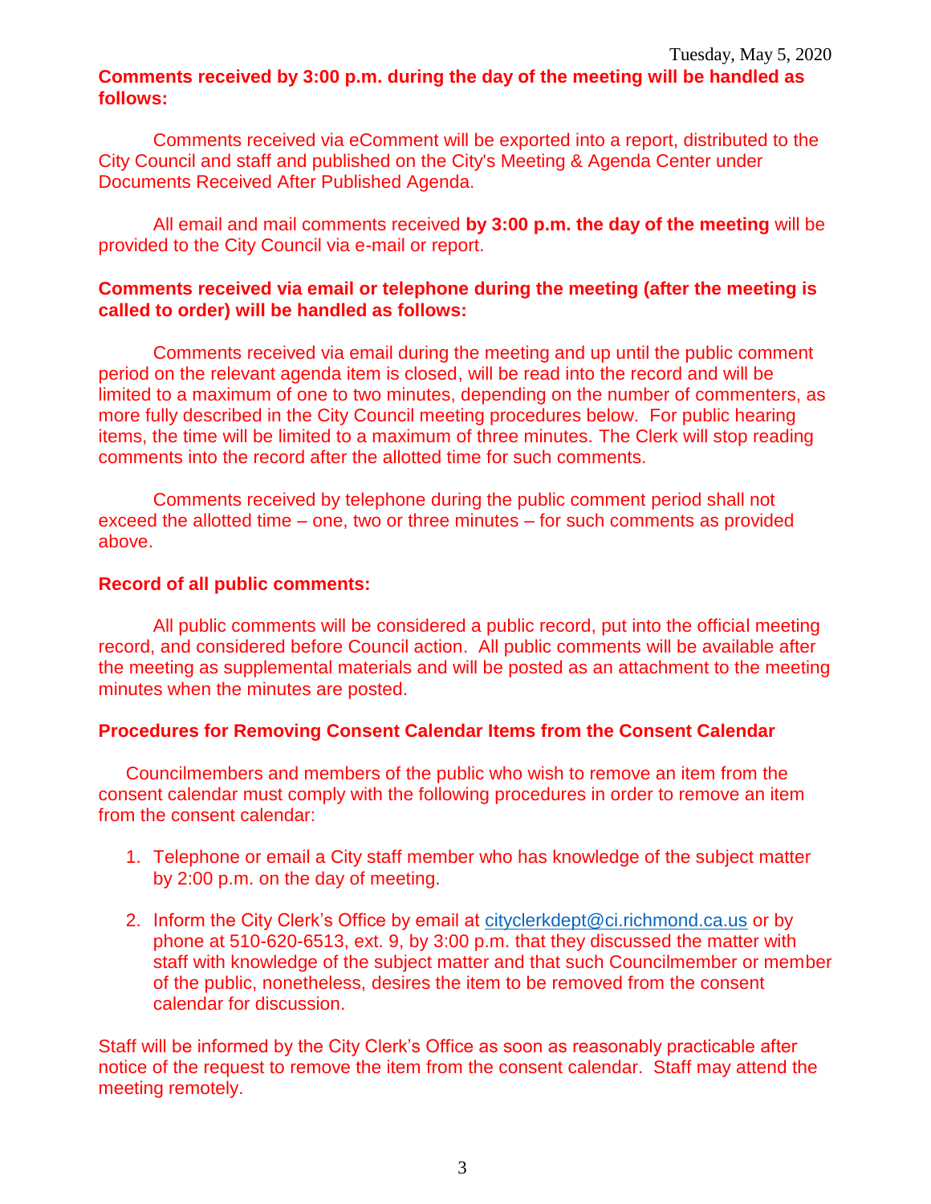**Comments received by 3:00 p.m. during the day of the meeting will be handled as follows:**

Comments received via eComment will be exported into a report, distributed to the City Council and staff and published on the City's Meeting & Agenda Center under Documents Received After Published Agenda.

All email and mail comments received **by 3:00 p.m. the day of the meeting** will be provided to the City Council via e-mail or report.

**Comments received via email or telephone during the meeting (after the meeting is called to order) will be handled as follows:**

Comments received via email during the meeting and up until the public comment period on the relevant agenda item is closed, will be read into the record and will be limited to a maximum of one to two minutes, depending on the number of commenters, as more fully described in the City Council meeting procedures below. For public hearing items, the time will be limited to a maximum of three minutes. The Clerk will stop reading comments into the record after the allotted time for such comments.

Comments received by telephone during the public comment period shall not exceed the allotted time – one, two or three minutes – for such comments as provided above.

**Record of all public comments:**

All public comments will be considered a public record, put into the official meeting record, and considered before Council action. All public comments will be available after the meeting as supplemental materials and will be posted as an attachment to the meeting minutes when the minutes are posted.

**Procedures for Removing Consent Calendar Items from the Consent Calendar**

Councilmembers and members of the public who wish to remove an item from the consent calendar must comply with the following procedures in order to remove an item from the consent calendar:

1. Telephone or email a City staff member who has knowledge of the subject matter by 2:00 p.m. on the day of meeting.
2. Inform the City Clerk's Office by email at cityclerkdept@ci.richmond.ca.us or by phone at 510-620-6513, ext. 9, by 3:00 p.m. that they discussed the matter with staff with knowledge of the subject matter and that such Councilmember or member of the public, nonetheless, desires the item to be removed from the consent calendar for discussion.

Staff will be informed by the City Clerk's Office as soon as reasonably practicable after notice of the request to remove the item from the consent calendar. Staff may attend the meeting remotely.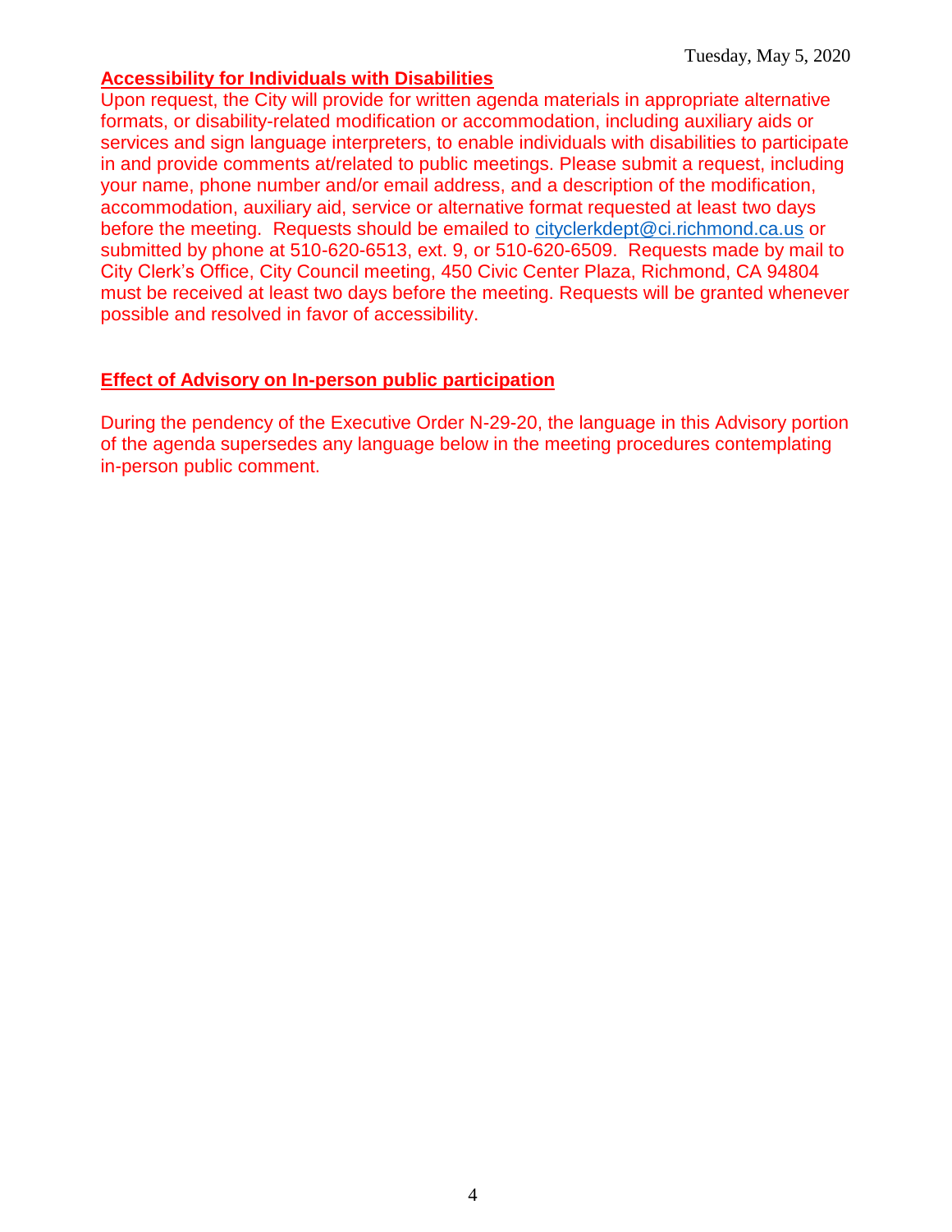### Accessibility for Individuals with Disabilities

Upon request, the City will provide for written agenda materials in appropriate alternative formats, or disability-related modification or accommodation, including auxiliary aids or services and sign language interpreters, to enable individuals with disabilities to participate in and provide comments at/related to public meetings. Please submit a request, including your name, phone number and/or email address, and a description of the modification, accommodation, auxiliary aid, service or alternative format requested at least two days before the meeting. Requests should be emailed to cityclerkdept@ci.richmond.ca.us or submitted by phone at 510-620-6513, ext. 9, or 510-620-6509. Requests made by mail to City Clerk's Office, City Council meeting, 450 Civic Center Plaza, Richmond, CA 94804 must be received at least two days before the meeting. Requests will be granted whenever possible and resolved in favor of accessibility.

### Effect of Advisory on In-person public participation

During the pendency of the Executive Order N-29-20, the language in this Advisory portion of the agenda supersedes any language below in the meeting procedures contemplating in-person public comment.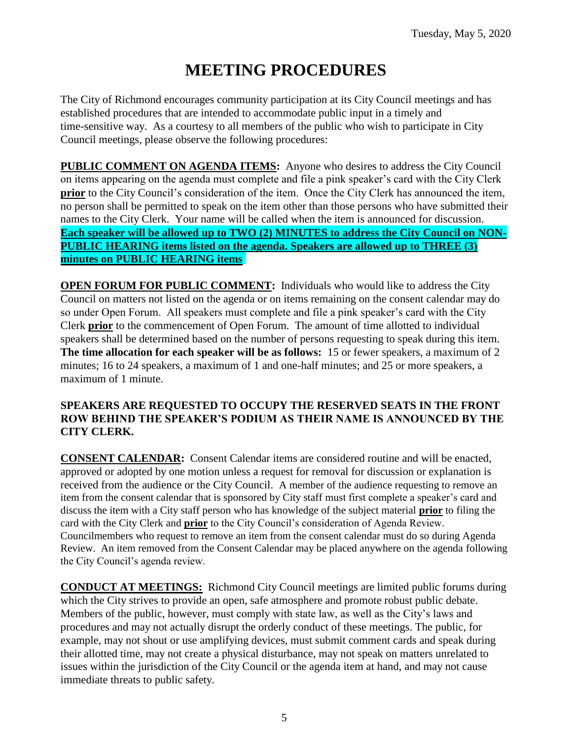# MEETING PROCEDURES

The City of Richmond encourages community participation at its City Council meetings and has established procedures that are intended to accommodate public input in a timely and time-sensitive way. As a courtesy to all members of the public who wish to participate in City Council meetings, please observe the following procedures:

**PUBLIC COMMENT ON AGENDA ITEMS:** Anyone who desires to address the City Council on items appearing on the agenda must complete and file a pink speaker's card with the City Clerk **prior** to the City Council's consideration of the item. Once the City Clerk has announced the item, no person shall be permitted to speak on the item other than those persons who have submitted their names to the City Clerk. Your name will be called when the item is announced for discussion. **Each speaker will be allowed up to TWO (2) MINUTES to address the City Council on NON-PUBLIC HEARING items listed on the agenda. Speakers are allowed up to THREE (3) minutes on PUBLIC HEARING items**.

**OPEN FORUM FOR PUBLIC COMMENT:** Individuals who would like to address the City Council on matters not listed on the agenda or on items remaining on the consent calendar may do so under Open Forum. All speakers must complete and file a pink speaker's card with the City Clerk **prior** to the commencement of Open Forum. The amount of time allotted to individual speakers shall be determined based on the number of persons requesting to speak during this item. **The time allocation for each speaker will be as follows:** 15 or fewer speakers, a maximum of 2 minutes; 16 to 24 speakers, a maximum of 1 and one-half minutes; and 25 or more speakers, a maximum of 1 minute.

**SPEAKERS ARE REQUESTED TO OCCUPY THE RESERVED SEATS IN THE FRONT ROW BEHIND THE SPEAKER'S PODIUM AS THEIR NAME IS ANNOUNCED BY THE CITY CLERK.**

**CONSENT CALENDAR:** Consent Calendar items are considered routine and will be enacted, approved or adopted by one motion unless a request for removal for discussion or explanation is received from the audience or the City Council. A member of the audience requesting to remove an item from the consent calendar that is sponsored by City staff must first complete a speaker's card and discuss the item with a City staff person who has knowledge of the subject material **prior** to filing the card with the City Clerk and **prior** to the City Council's consideration of Agenda Review. Councilmembers who request to remove an item from the consent calendar must do so during Agenda Review. An item removed from the Consent Calendar may be placed anywhere on the agenda following the City Council's agenda review.

**CONDUCT AT MEETINGS:** Richmond City Council meetings are limited public forums during which the City strives to provide an open, safe atmosphere and promote robust public debate. Members of the public, however, must comply with state law, as well as the City's laws and procedures and may not actually disrupt the orderly conduct of these meetings. The public, for example, may not shout or use amplifying devices, must submit comment cards and speak during their allotted time, may not create a physical disturbance, may not speak on matters unrelated to issues within the jurisdiction of the City Council or the agenda item at hand, and may not cause immediate threats to public safety.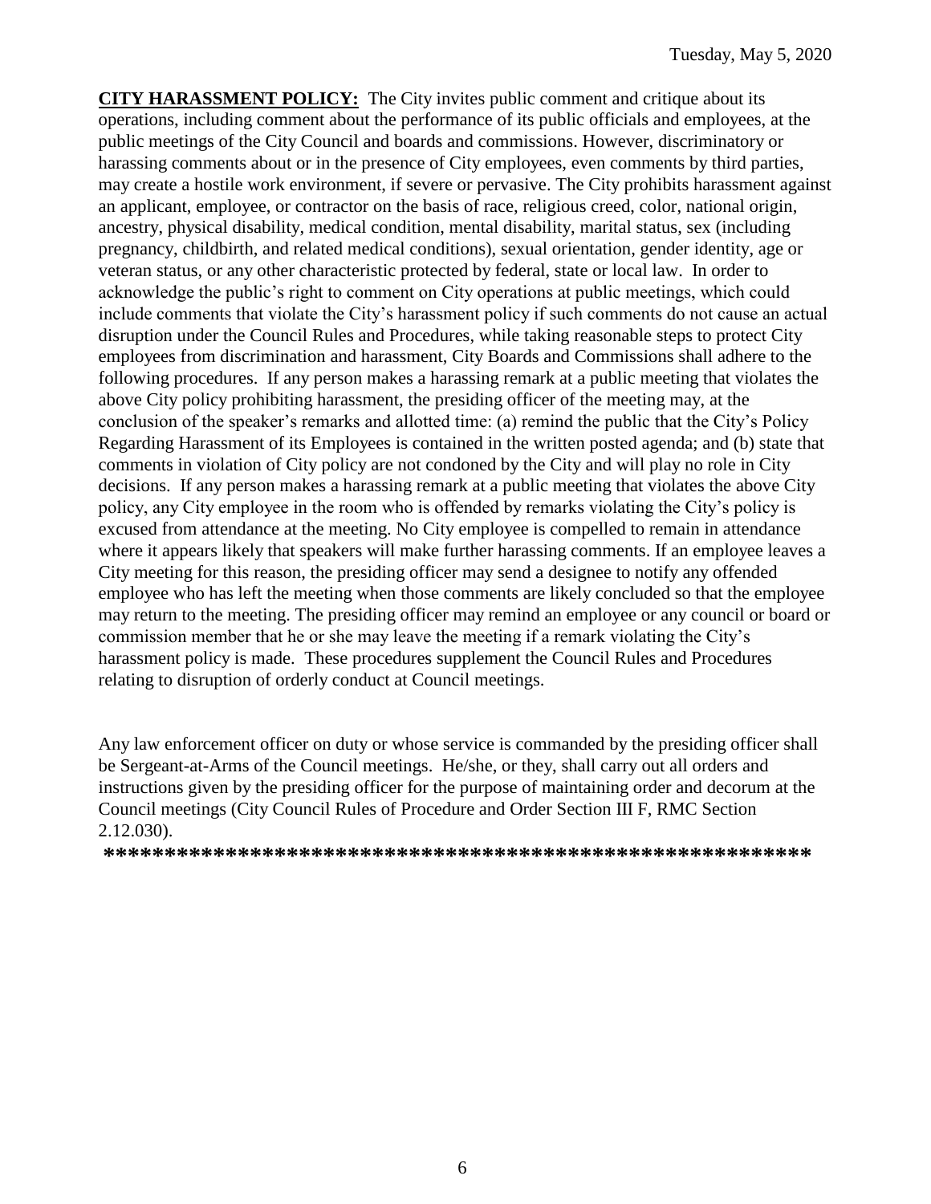**CITY HARASSMENT POLICY:** The City invites public comment and critique about its operations, including comment about the performance of its public officials and employees, at the public meetings of the City Council and boards and commissions. However, discriminatory or harassing comments about or in the presence of City employees, even comments by third parties, may create a hostile work environment, if severe or pervasive. The City prohibits harassment against an applicant, employee, or contractor on the basis of race, religious creed, color, national origin, ancestry, physical disability, medical condition, mental disability, marital status, sex (including pregnancy, childbirth, and related medical conditions), sexual orientation, gender identity, age or veteran status, or any other characteristic protected by federal, state or local law. In order to acknowledge the public's right to comment on City operations at public meetings, which could include comments that violate the City's harassment policy if such comments do not cause an actual disruption under the Council Rules and Procedures, while taking reasonable steps to protect City employees from discrimination and harassment, City Boards and Commissions shall adhere to the following procedures. If any person makes a harassing remark at a public meeting that violates the above City policy prohibiting harassment, the presiding officer of the meeting may, at the conclusion of the speaker's remarks and allotted time: (a) remind the public that the City's Policy Regarding Harassment of its Employees is contained in the written posted agenda; and (b) state that comments in violation of City policy are not condoned by the City and will play no role in City decisions. If any person makes a harassing remark at a public meeting that violates the above City policy, any City employee in the room who is offended by remarks violating the City's policy is excused from attendance at the meeting. No City employee is compelled to remain in attendance where it appears likely that speakers will make further harassing comments. If an employee leaves a City meeting for this reason, the presiding officer may send a designee to notify any offended employee who has left the meeting when those comments are likely concluded so that the employee may return to the meeting. The presiding officer may remind an employee or any council or board or commission member that he or she may leave the meeting if a remark violating the City's harassment policy is made. These procedures supplement the Council Rules and Procedures relating to disruption of orderly conduct at Council meetings.

Any law enforcement officer on duty or whose service is commanded by the presiding officer shall be Sergeant-at-Arms of the Council meetings. He/she, or they, shall carry out all orders and instructions given by the presiding officer for the purpose of maintaining order and decorum at the Council meetings (City Council Rules of Procedure and Order Section III F, RMC Section 2.12.030).

**\*\*\*\*\*\*\*\*\*\*\*\*\*\*\*\*\*\*\*\*\*\*\*\*\*\*\*\*\*\*\*\*\*\*\*\*\*\*\*\*\*\*\*\*\*\*\*\*\*\*\*\*\*\*\*\*\*\***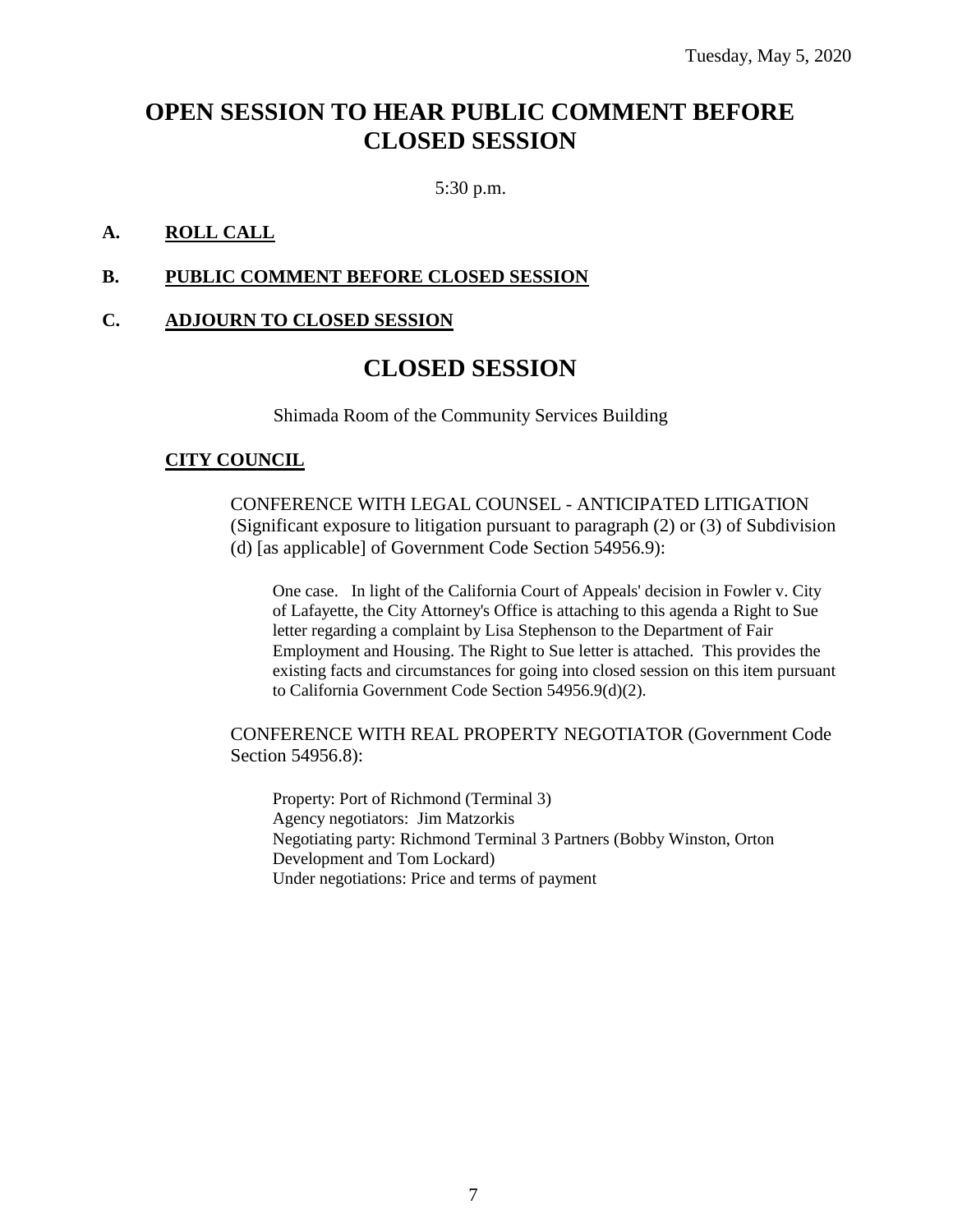# OPEN SESSION TO HEAR PUBLIC COMMENT BEFORE CLOSED SESSION

5:30 p.m.

**A. ROLL CALL**

**B. PUBLIC COMMENT BEFORE CLOSED SESSION**

**C. ADJOURN TO CLOSED SESSION**

# CLOSED SESSION

Shimada Room of the Community Services Building

**CITY COUNCIL**

CONFERENCE WITH LEGAL COUNSEL - ANTICIPATED LITIGATION (Significant exposure to litigation pursuant to paragraph (2) or (3) of Subdivision (d) [as applicable] of Government Code Section 54956.9):

One case. In light of the California Court of Appeals' decision in Fowler v. City of Lafayette, the City Attorney's Office is attaching to this agenda a Right to Sue letter regarding a complaint by Lisa Stephenson to the Department of Fair Employment and Housing. The Right to Sue letter is attached. This provides the existing facts and circumstances for going into closed session on this item pursuant to California Government Code Section 54956.9(d)(2).

CONFERENCE WITH REAL PROPERTY NEGOTIATOR (Government Code Section 54956.8):

Property: Port of Richmond (Terminal 3)
Agency negotiators: Jim Matzorkis
Negotiating party: Richmond Terminal 3 Partners (Bobby Winston, Orton Development and Tom Lockard)
Under negotiations: Price and terms of payment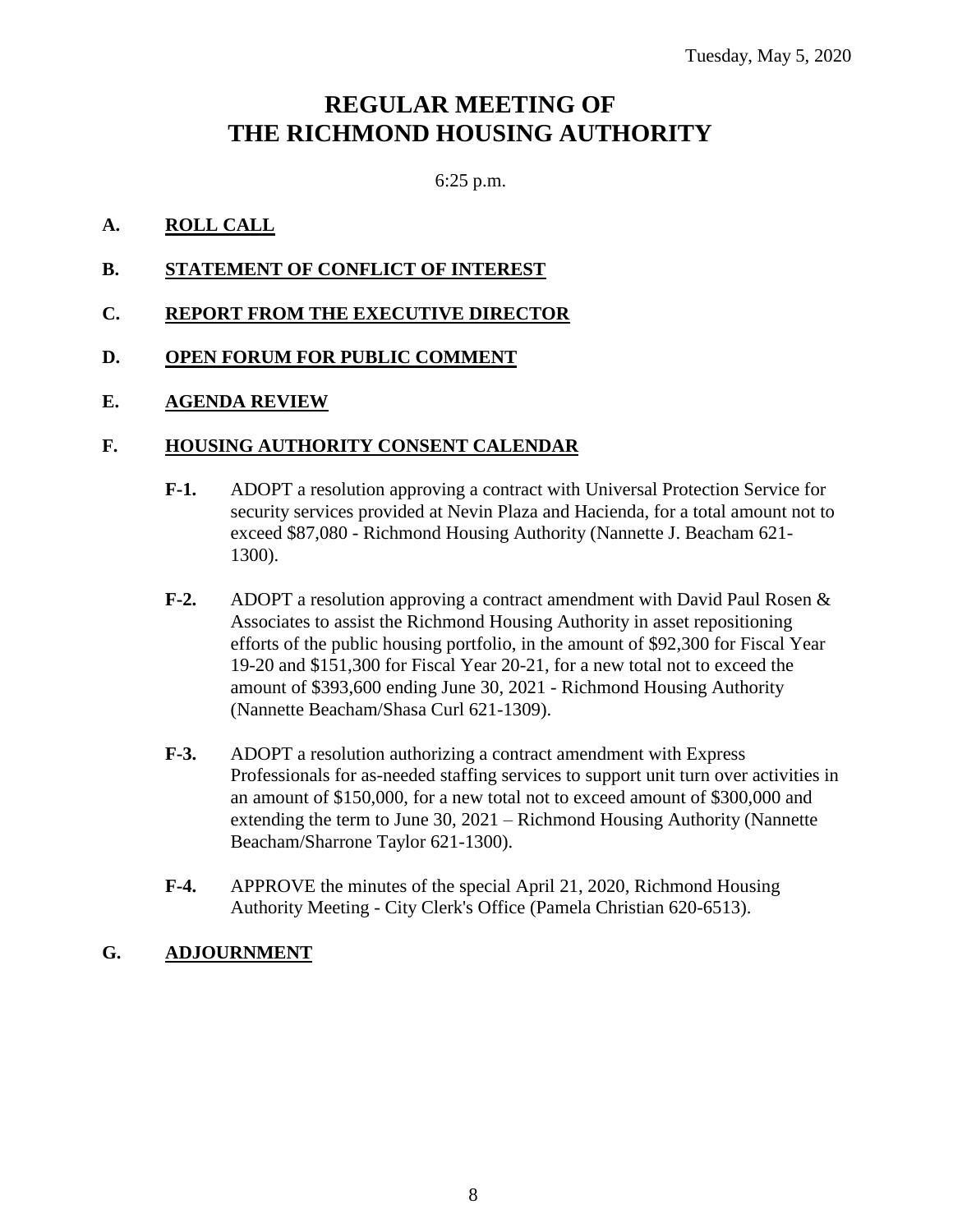Tuesday, May 5, 2020

# REGULAR MEETING OF THE RICHMOND HOUSING AUTHORITY

6:25 p.m.

## A. ROLL CALL

## B. STATEMENT OF CONFLICT OF INTEREST

## C. REPORT FROM THE EXECUTIVE DIRECTOR

## D. OPEN FORUM FOR PUBLIC COMMENT

## E. AGENDA REVIEW

## F. HOUSING AUTHORITY CONSENT CALENDAR

**F-1.** ADOPT a resolution approving a contract with Universal Protection Service for security services provided at Nevin Plaza and Hacienda, for a total amount not to exceed $87,080 - Richmond Housing Authority (Nannette J. Beacham 621-1300).

**F-2.** ADOPT a resolution approving a contract amendment with David Paul Rosen & Associates to assist the Richmond Housing Authority in asset repositioning efforts of the public housing portfolio, in the amount of $92,300 for Fiscal Year 19-20 and $151,300 for Fiscal Year 20-21, for a new total not to exceed the amount of $393,600 ending June 30, 2021 - Richmond Housing Authority (Nannette Beacham/Shasa Curl 621-1309).

**F-3.** ADOPT a resolution authorizing a contract amendment with Express Professionals for as-needed staffing services to support unit turn over activities in an amount of $150,000, for a new total not to exceed amount of $300,000 and extending the term to June 30, 2021 – Richmond Housing Authority (Nannette Beacham/Sharrone Taylor 621-1300).

**F-4.** APPROVE the minutes of the special April 21, 2020, Richmond Housing Authority Meeting - City Clerk's Office (Pamela Christian 620-6513).

## G. ADJOURNMENT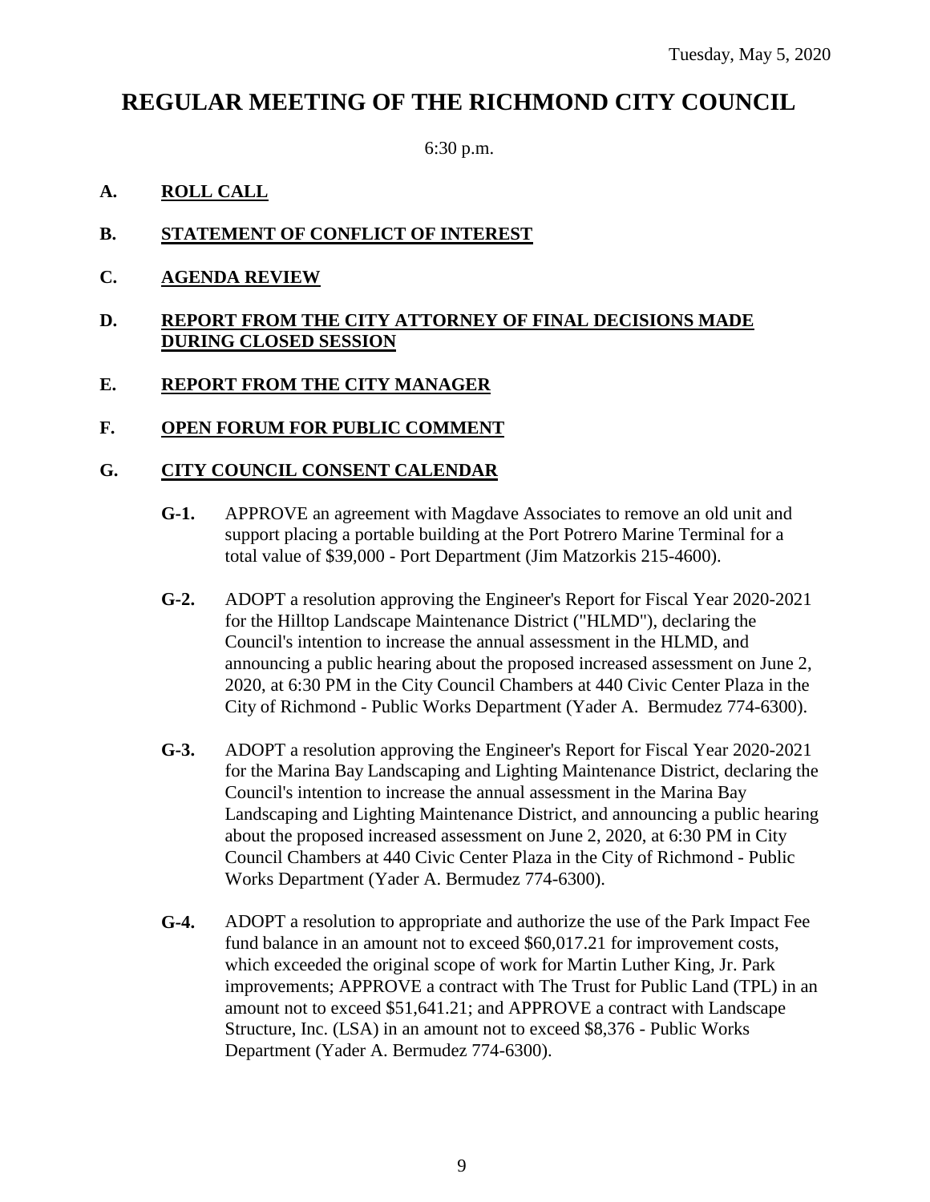Tuesday, May 5, 2020

# REGULAR MEETING OF THE RICHMOND CITY COUNCIL

6:30 p.m.

**A. ROLL CALL**

**B. STATEMENT OF CONFLICT OF INTEREST**

**C. AGENDA REVIEW**

**D. REPORT FROM THE CITY ATTORNEY OF FINAL DECISIONS MADE DURING CLOSED SESSION**

**E. REPORT FROM THE CITY MANAGER**

**F. OPEN FORUM FOR PUBLIC COMMENT**

**G. CITY COUNCIL CONSENT CALENDAR**

**G-1.** APPROVE an agreement with Magdave Associates to remove an old unit and support placing a portable building at the Port Potrero Marine Terminal for a total value of $39,000 - Port Department (Jim Matzorkis 215-4600).

**G-2.** ADOPT a resolution approving the Engineer's Report for Fiscal Year 2020-2021 for the Hilltop Landscape Maintenance District ("HLMD"), declaring the Council's intention to increase the annual assessment in the HLMD, and announcing a public hearing about the proposed increased assessment on June 2, 2020, at 6:30 PM in the City Council Chambers at 440 Civic Center Plaza in the City of Richmond - Public Works Department (Yader A. Bermudez 774-6300).

**G-3.** ADOPT a resolution approving the Engineer's Report for Fiscal Year 2020-2021 for the Marina Bay Landscaping and Lighting Maintenance District, declaring the Council's intention to increase the annual assessment in the Marina Bay Landscaping and Lighting Maintenance District, and announcing a public hearing about the proposed increased assessment on June 2, 2020, at 6:30 PM in City Council Chambers at 440 Civic Center Plaza in the City of Richmond - Public Works Department (Yader A. Bermudez 774-6300).

**G-4.** ADOPT a resolution to appropriate and authorize the use of the Park Impact Fee fund balance in an amount not to exceed $60,017.21 for improvement costs, which exceeded the original scope of work for Martin Luther King, Jr. Park improvements; APPROVE a contract with The Trust for Public Land (TPL) in an amount not to exceed $51,641.21; and APPROVE a contract with Landscape Structure, Inc. (LSA) in an amount not to exceed $8,376 - Public Works Department (Yader A. Bermudez 774-6300).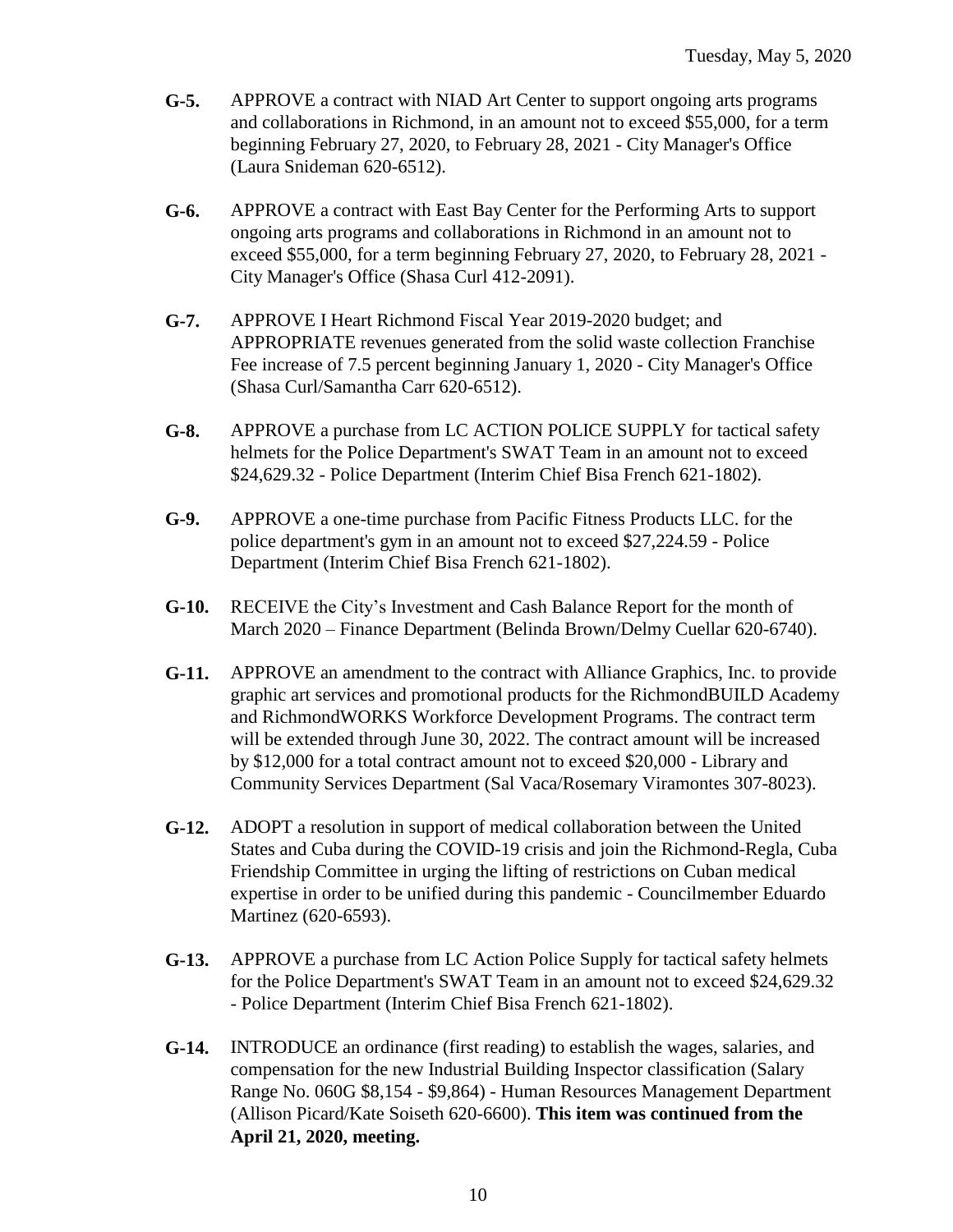- **G-5.** APPROVE a contract with NIAD Art Center to support ongoing arts programs and collaborations in Richmond, in an amount not to exceed $55,000, for a term beginning February 27, 2020, to February 28, 2021 - City Manager's Office (Laura Snideman 620-6512).

- **G-6.** APPROVE a contract with East Bay Center for the Performing Arts to support ongoing arts programs and collaborations in Richmond in an amount not to exceed $55,000, for a term beginning February 27, 2020, to February 28, 2021 - City Manager's Office (Shasa Curl 412-2091).

- **G-7.** APPROVE I Heart Richmond Fiscal Year 2019-2020 budget; and APPROPRIATE revenues generated from the solid waste collection Franchise Fee increase of 7.5 percent beginning January 1, 2020 - City Manager's Office (Shasa Curl/Samantha Carr 620-6512).

- **G-8.** APPROVE a purchase from LC ACTION POLICE SUPPLY for tactical safety helmets for the Police Department's SWAT Team in an amount not to exceed $24,629.32 - Police Department (Interim Chief Bisa French 621-1802).

- **G-9.** APPROVE a one-time purchase from Pacific Fitness Products LLC. for the police department's gym in an amount not to exceed $27,224.59 - Police Department (Interim Chief Bisa French 621-1802).

- **G-10.** RECEIVE the City's Investment and Cash Balance Report for the month of March 2020 – Finance Department (Belinda Brown/Delmy Cuellar 620-6740).

- **G-11.** APPROVE an amendment to the contract with Alliance Graphics, Inc. to provide graphic art services and promotional products for the RichmondBUILD Academy and RichmondWORKS Workforce Development Programs. The contract term will be extended through June 30, 2022. The contract amount will be increased by $12,000 for a total contract amount not to exceed $20,000 - Library and Community Services Department (Sal Vaca/Rosemary Viramontes 307-8023).

- **G-12.** ADOPT a resolution in support of medical collaboration between the United States and Cuba during the COVID-19 crisis and join the Richmond-Regla, Cuba Friendship Committee in urging the lifting of restrictions on Cuban medical expertise in order to be unified during this pandemic - Councilmember Eduardo Martinez (620-6593).

- **G-13.** APPROVE a purchase from LC Action Police Supply for tactical safety helmets for the Police Department's SWAT Team in an amount not to exceed $24,629.32 - Police Department (Interim Chief Bisa French 621-1802).

- **G-14.** INTRODUCE an ordinance (first reading) to establish the wages, salaries, and compensation for the new Industrial Building Inspector classification (Salary Range No. 060G $8,154 - $9,864) - Human Resources Management Department (Allison Picard/Kate Soiseth 620-6600). **This item was continued from the April 21, 2020, meeting.**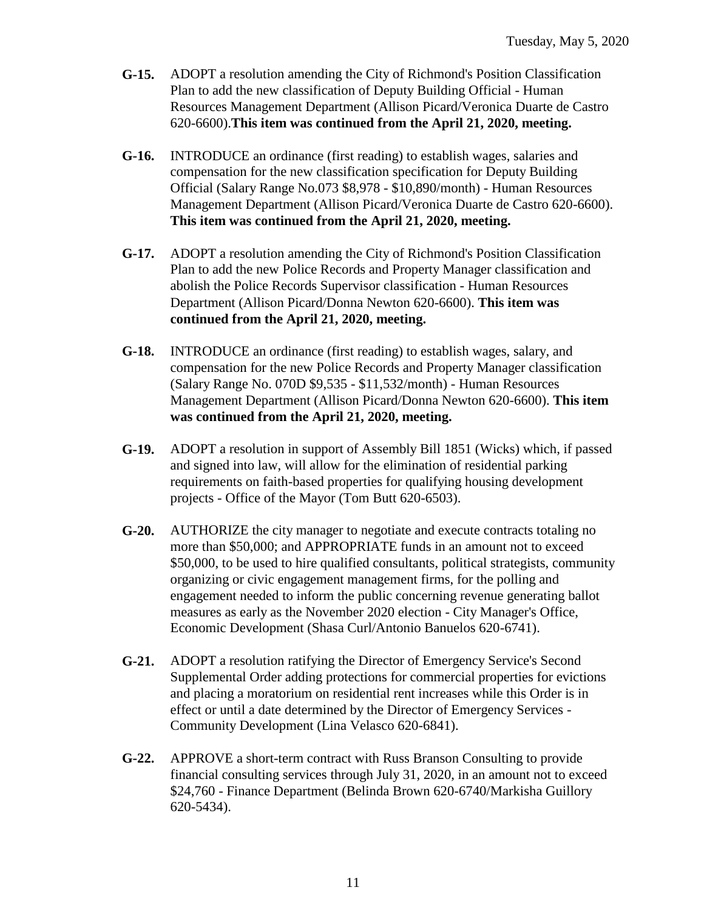**G-15.** ADOPT a resolution amending the City of Richmond's Position Classification Plan to add the new classification of Deputy Building Official - Human Resources Management Department (Allison Picard/Veronica Duarte de Castro 620-6600).**This item was continued from the April 21, 2020, meeting.**

**G-16.** INTRODUCE an ordinance (first reading) to establish wages, salaries and compensation for the new classification specification for Deputy Building Official (Salary Range No.073 $8,978 - $10,890/month) - Human Resources Management Department (Allison Picard/Veronica Duarte de Castro 620-6600). **This item was continued from the April 21, 2020, meeting.**

**G-17.** ADOPT a resolution amending the City of Richmond's Position Classification Plan to add the new Police Records and Property Manager classification and abolish the Police Records Supervisor classification - Human Resources Department (Allison Picard/Donna Newton 620-6600). **This item was continued from the April 21, 2020, meeting.**

**G-18.** INTRODUCE an ordinance (first reading) to establish wages, salary, and compensation for the new Police Records and Property Manager classification (Salary Range No. 070D $9,535 - $11,532/month) - Human Resources Management Department (Allison Picard/Donna Newton 620-6600). **This item was continued from the April 21, 2020, meeting.**

**G-19.** ADOPT a resolution in support of Assembly Bill 1851 (Wicks) which, if passed and signed into law, will allow for the elimination of residential parking requirements on faith-based properties for qualifying housing development projects - Office of the Mayor (Tom Butt 620-6503).

**G-20.** AUTHORIZE the city manager to negotiate and execute contracts totaling no more than $50,000; and APPROPRIATE funds in an amount not to exceed $50,000, to be used to hire qualified consultants, political strategists, community organizing or civic engagement management firms, for the polling and engagement needed to inform the public concerning revenue generating ballot measures as early as the November 2020 election - City Manager's Office, Economic Development (Shasa Curl/Antonio Banuelos 620-6741).

**G-21.** ADOPT a resolution ratifying the Director of Emergency Service's Second Supplemental Order adding protections for commercial properties for evictions and placing a moratorium on residential rent increases while this Order is in effect or until a date determined by the Director of Emergency Services - Community Development (Lina Velasco 620-6841).

**G-22.** APPROVE a short-term contract with Russ Branson Consulting to provide financial consulting services through July 31, 2020, in an amount not to exceed $24,760 - Finance Department (Belinda Brown 620-6740/Markisha Guillory 620-5434).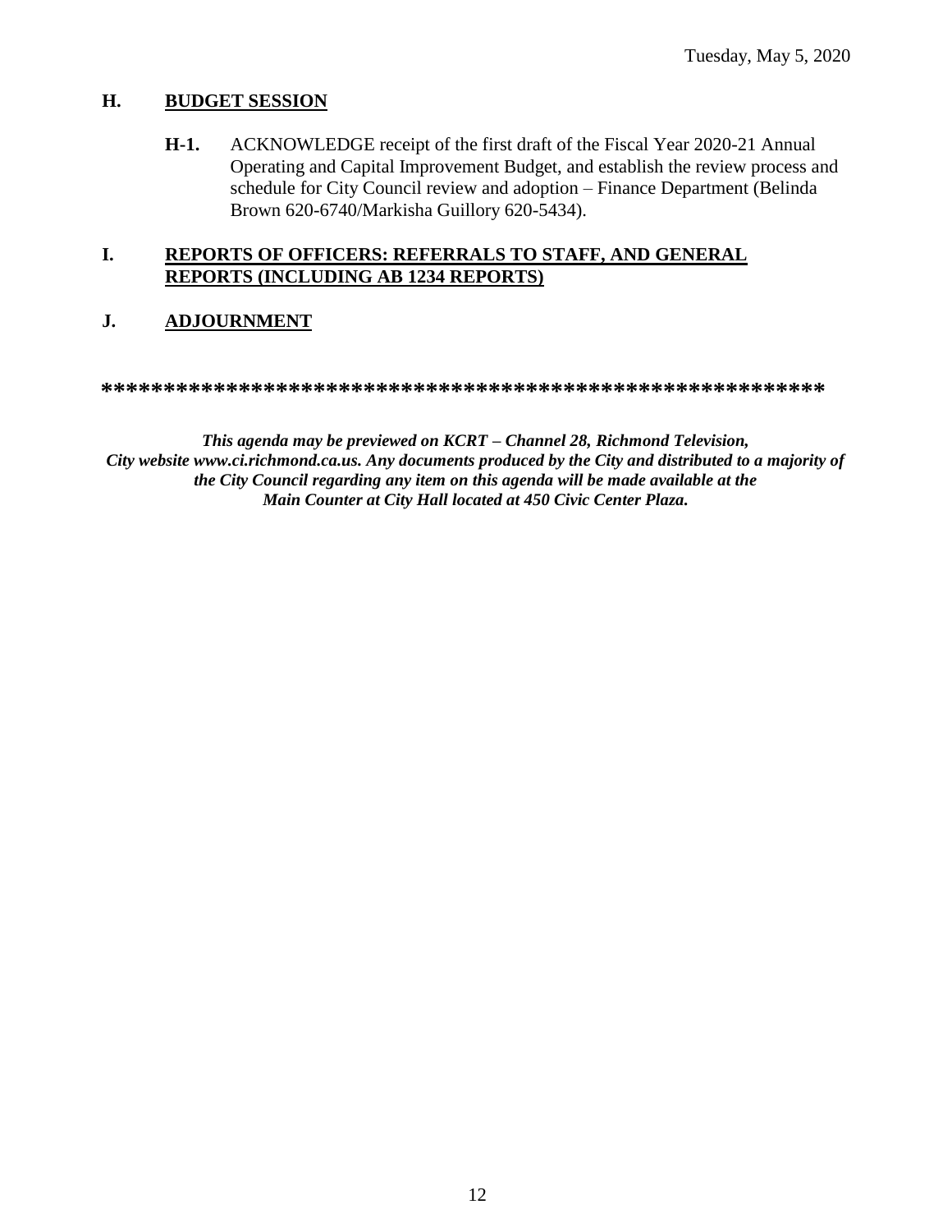## H. BUDGET SESSION

**H-1.** ACKNOWLEDGE receipt of the first draft of the Fiscal Year 2020-21 Annual Operating and Capital Improvement Budget, and establish the review process and schedule for City Council review and adoption – Finance Department (Belinda Brown 620-6740/Markisha Guillory 620-5434).

## I. REPORTS OF OFFICERS: REFERRALS TO STAFF, AND GENERAL REPORTS (INCLUDING AB 1234 REPORTS)

## J. ADJOURNMENT

**************************************************************

***This agenda may be previewed on KCRT – Channel 28, Richmond Television, City website www.ci.richmond.ca.us. Any documents produced by the City and distributed to a majority of the City Council regarding any item on this agenda will be made available at the Main Counter at City Hall located at 450 Civic Center Plaza.***